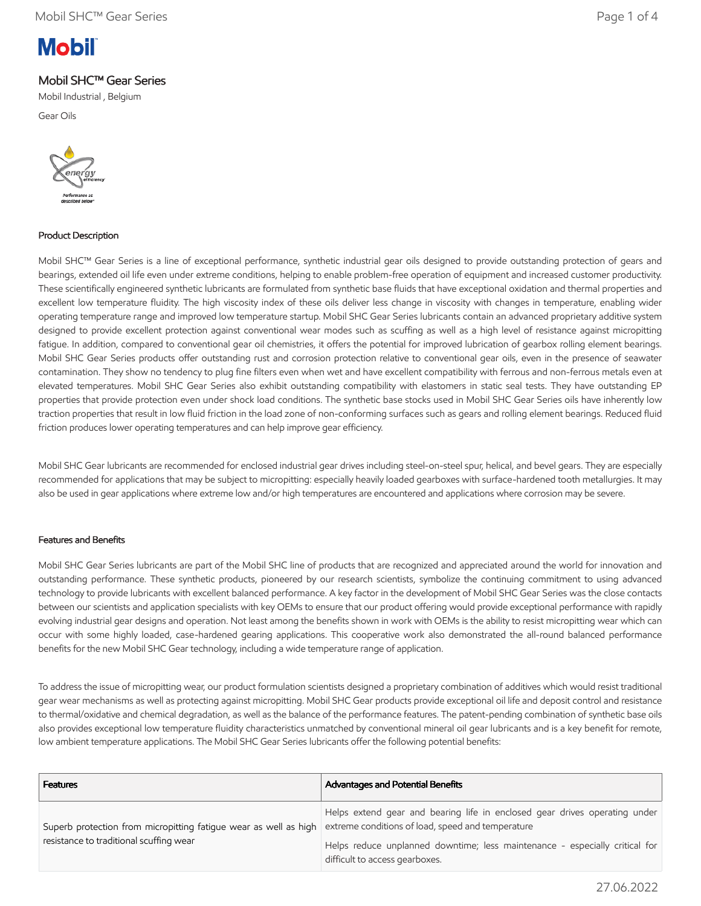# Mobil SHC™ Gear Series

Mobil Industrial , Belgium

Gear Oils

## Product Description

Mobil SHC™ Gear Series is a line of exceptional performance, synthetic industrial gear oils designed to provide outstanding protection of gears and bearings, extended oil life even under extreme conditions, helping to enable problem-free operation of equipment and increased customer productivity. These scientifically engineered synthetic lubricants are formulated from synthetic base fluids that have exceptional oxidation and thermal properties and excellent low temperature fluidity. The high viscosity index of these oils deliver less change in viscosity with changes in temperature, enabling wider operating temperature range and improved low temperature startup. Mobil SHC Gear Series lubricants contain an advanced proprietary additive system designed to provide excellent protection against conventional wear modes such as scuffing as well as a high level of resistance against micropitting fatigue. In addition, compared to conventional gear oil chemistries, it offers the potential for improved lubrication of gearbox rolling element bearings. Mobil SHC Gear Series products offer outstanding rust and corrosion protection relative to conventional gear oils, even in the presence of seawater contamination. They show no tendency to plug fine filters even when wet and have excellent compatibility with ferrous and non-ferrous metals even at elevated temperatures. Mobil SHC Gear Series also exhibit outstanding compatibility with elastomers in static seal tests. They have outstanding EP properties that provide protection even under shock load conditions. The synthetic base stocks used in Mobil SHC Gear Series oils have inherently low traction properties that result in low fluid friction in the load zone of non-conforming surfaces such as gears and rolling element bearings. Reduced fluid friction produces lower operating temperatures and can help improve gear efficiency.

Mobil SHC Gear lubricants are recommended for enclosed industrial gear drives including steel-on-steel spur, helical, and bevel gears. They are especially recommended for applications that may be subject to micropitting: especially heavily loaded gearboxes with surface-hardened tooth metallurgies. It may also be used in gear applications where extreme low and/or high temperatures are encountered and applications where corrosion may be severe.

## Features and Benefits

Mobil SHC Gear Series lubricants are part of the Mobil SHC line of products that are recognized and appreciated around the world for innovation and outstanding performance. These synthetic products, pioneered by our research scientists, symbolize the continuing commitment to using advanced technology to provide lubricants with excellent balanced performance. A key factor in the development of Mobil SHC Gear Series was the close contacts between our scientists and application specialists with key OEMs to ensure that our product offering would provide exceptional performance with rapidly evolving industrial gear designs and operation. Not least among the benefits shown in work with OEMs is the ability to resist micropitting wear which can occur with some highly loaded, case-hardened gearing applications. This cooperative work also demonstrated the all-round balanced performance benefits for the new Mobil SHC Gear technology, including a wide temperature range of application.

To address the issue of micropitting wear, our product formulation scientists designed a proprietary combination of additives which would resist traditional gear wear mechanisms as well as protecting against micropitting. Mobil SHC Gear products provide exceptional oil life and deposit control and resistance to thermal/oxidative and chemical degradation, as well as the balance of the performance features. The patent-pending combination of synthetic base oils also provides exceptional low temperature fluidity characteristics unmatched by conventional mineral oil gear lubricants and is a key benefit for remote, low ambient temperature applications. The Mobil SHC Gear Series lubricants offer the following potential benefits:

| Features | Advantages and Potential Benefits |
|---|---|
| Superb protection from micropitting fatigue wear as well as high resistance to traditional scuffing wear | Helps extend gear and bearing life in enclosed gear drives operating under extreme conditions of load, speed and temperature<br>Helps reduce unplanned downtime; less maintenance - especially critical for difficult to access gearboxes. |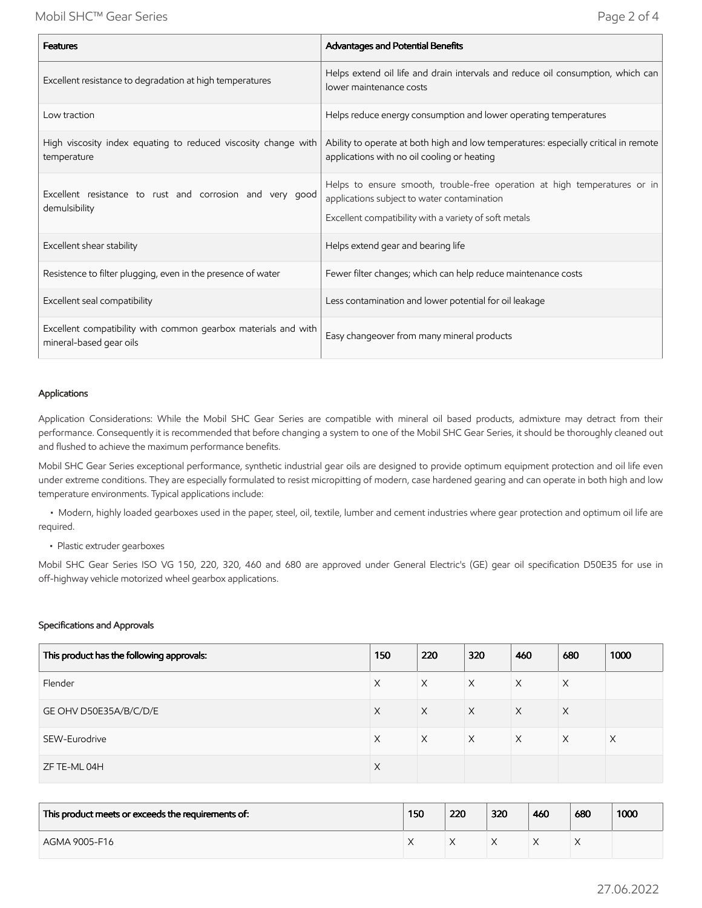| Features | Advantages and Potential Benefits |
|---|---|
| Excellent resistance to degradation at high temperatures | Helps extend oil life and drain intervals and reduce oil consumption, which can lower maintenance costs |
| Low traction | Helps reduce energy consumption and lower operating temperatures |
| High viscosity index equating to reduced viscosity change with temperature | Ability to operate at both high and low temperatures: especially critical in remote applications with no oil cooling or heating |
| Excellent resistance to rust and corrosion and very good demulsibility | Helps to ensure smooth, trouble-free operation at high temperatures or in applications subject to water contamination<br>Excellent compatibility with a variety of soft metals |
| Excellent shear stability | Helps extend gear and bearing life |
| Resistence to filter plugging, even in the presence of water | Fewer filter changes; which can help reduce maintenance costs |
| Excellent seal compatibility | Less contamination and lower potential for oil leakage |
| Excellent compatibility with common gearbox materials and with mineral-based gear oils | Easy changeover from many mineral products |

## Applications

Application Considerations: While the Mobil SHC Gear Series are compatible with mineral oil based products, admixture may detract from their performance. Consequently it is recommended that before changing a system to one of the Mobil SHC Gear Series, it should be thoroughly cleaned out and flushed to achieve the maximum performance benefits.

Mobil SHC Gear Series exceptional performance, synthetic industrial gear oils are designed to provide optimum equipment protection and oil life even under extreme conditions. They are especially formulated to resist micropitting of modern, case hardened gearing and can operate in both high and low temperature environments. Typical applications include:

- Modern, highly loaded gearboxes used in the paper, steel, oil, textile, lumber and cement industries where gear protection and optimum oil life are required.
- Plastic extruder gearboxes

Mobil SHC Gear Series ISO VG 150, 220, 320, 460 and 680 are approved under General Electric's (GE) gear oil specification D50E35 for use in off-highway vehicle motorized wheel gearbox applications.

## Specifications and Approvals

| This product has the following approvals: | 150 | 220 | 320 | 460 | 680 | 1000 |
|---|---|---|---|---|---|---|
| Flender | X | X | X | X | X | |
| GE OHV D50E35A/B/C/D/E | X | X | X | X | X | |
| SEW-Eurodrive | X | X | X | X | X | X |
| ZF TE-ML 04H | X | | | | | |

| This product meets or exceeds the requirements of: | 150 | 220 | 320 | 460 | 680 | 1000 |
|---|---|---|---|---|---|---|
| AGMA 9005-F16 | X | X | X | X | X | |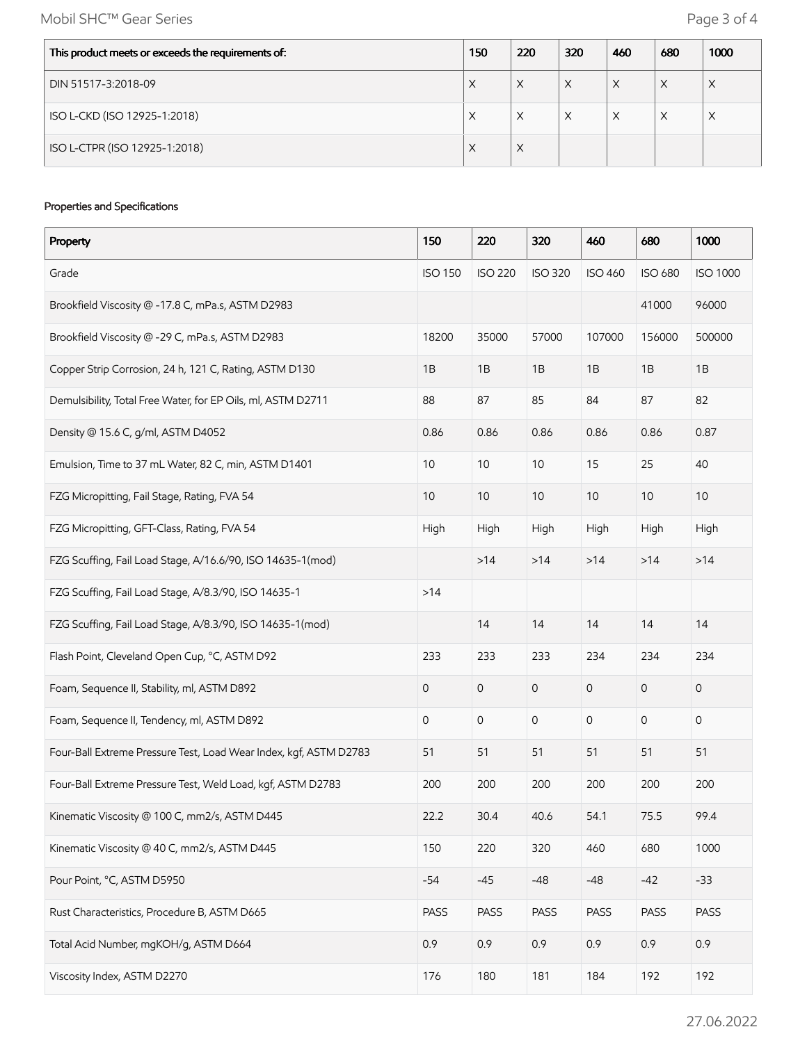| This product meets or exceeds the requirements of: | 150 | 220 | 320 | 460 | 680 | 1000 |
| --- | --- | --- | --- | --- | --- | --- |
| DIN 51517-3:2018-09 | X | X | X | X | X | X |
| ISO L-CKD (ISO 12925-1:2018) | X | X | X | X | X | X |
| ISO L-CTPR (ISO 12925-1:2018) | X | X | | | | |

Properties and Specifications

| Property | 150 | 220 | 320 | 460 | 680 | 1000 |
| --- | --- | --- | --- | --- | --- | --- |
| Grade | ISO 150 | ISO 220 | ISO 320 | ISO 460 | ISO 680 | ISO 1000 |
| Brookfield Viscosity @ -17.8 C, mPa.s, ASTM D2983 | | | | | 41000 | 96000 |
| Brookfield Viscosity @ -29 C, mPa.s, ASTM D2983 | 18200 | 35000 | 57000 | 107000 | 156000 | 500000 |
| Copper Strip Corrosion, 24 h, 121 C, Rating, ASTM D130 | 1B | 1B | 1B | 1B | 1B | 1B |
| Demulsibility, Total Free Water, for EP Oils, ml, ASTM D2711 | 88 | 87 | 85 | 84 | 87 | 82 |
| Density @ 15.6 C, g/ml, ASTM D4052 | 0.86 | 0.86 | 0.86 | 0.86 | 0.86 | 0.87 |
| Emulsion, Time to 37 mL Water, 82 C, min, ASTM D1401 | 10 | 10 | 10 | 15 | 25 | 40 |
| FZG Micropitting, Fail Stage, Rating, FVA 54 | 10 | 10 | 10 | 10 | 10 | 10 |
| FZG Micropitting, GFT-Class, Rating, FVA 54 | High | High | High | High | High | High |
| FZG Scuffing, Fail Load Stage, A/16.6/90, ISO 14635-1(mod) | | >14 | >14 | >14 | >14 | >14 |
| FZG Scuffing, Fail Load Stage, A/8.3/90, ISO 14635-1 | >14 | | | | | |
| FZG Scuffing, Fail Load Stage, A/8.3/90, ISO 14635-1(mod) | | 14 | 14 | 14 | 14 | 14 |
| Flash Point, Cleveland Open Cup, °C, ASTM D92 | 233 | 233 | 233 | 234 | 234 | 234 |
| Foam, Sequence II, Stability, ml, ASTM D892 | 0 | 0 | 0 | 0 | 0 | 0 |
| Foam, Sequence II, Tendency, ml, ASTM D892 | 0 | 0 | 0 | 0 | 0 | 0 |
| Four-Ball Extreme Pressure Test, Load Wear Index, kgf, ASTM D2783 | 51 | 51 | 51 | 51 | 51 | 51 |
| Four-Ball Extreme Pressure Test, Weld Load, kgf, ASTM D2783 | 200 | 200 | 200 | 200 | 200 | 200 |
| Kinematic Viscosity @ 100 C, mm2/s, ASTM D445 | 22.2 | 30.4 | 40.6 | 54.1 | 75.5 | 99.4 |
| Kinematic Viscosity @ 40 C, mm2/s, ASTM D445 | 150 | 220 | 320 | 460 | 680 | 1000 |
| Pour Point, °C, ASTM D5950 | -54 | -45 | -48 | -48 | -42 | -33 |
| Rust Characteristics, Procedure B, ASTM D665 | PASS | PASS | PASS | PASS | PASS | PASS |
| Total Acid Number, mgKOH/g, ASTM D664 | 0.9 | 0.9 | 0.9 | 0.9 | 0.9 | 0.9 |
| Viscosity Index, ASTM D2270 | 176 | 180 | 181 | 184 | 192 | 192 |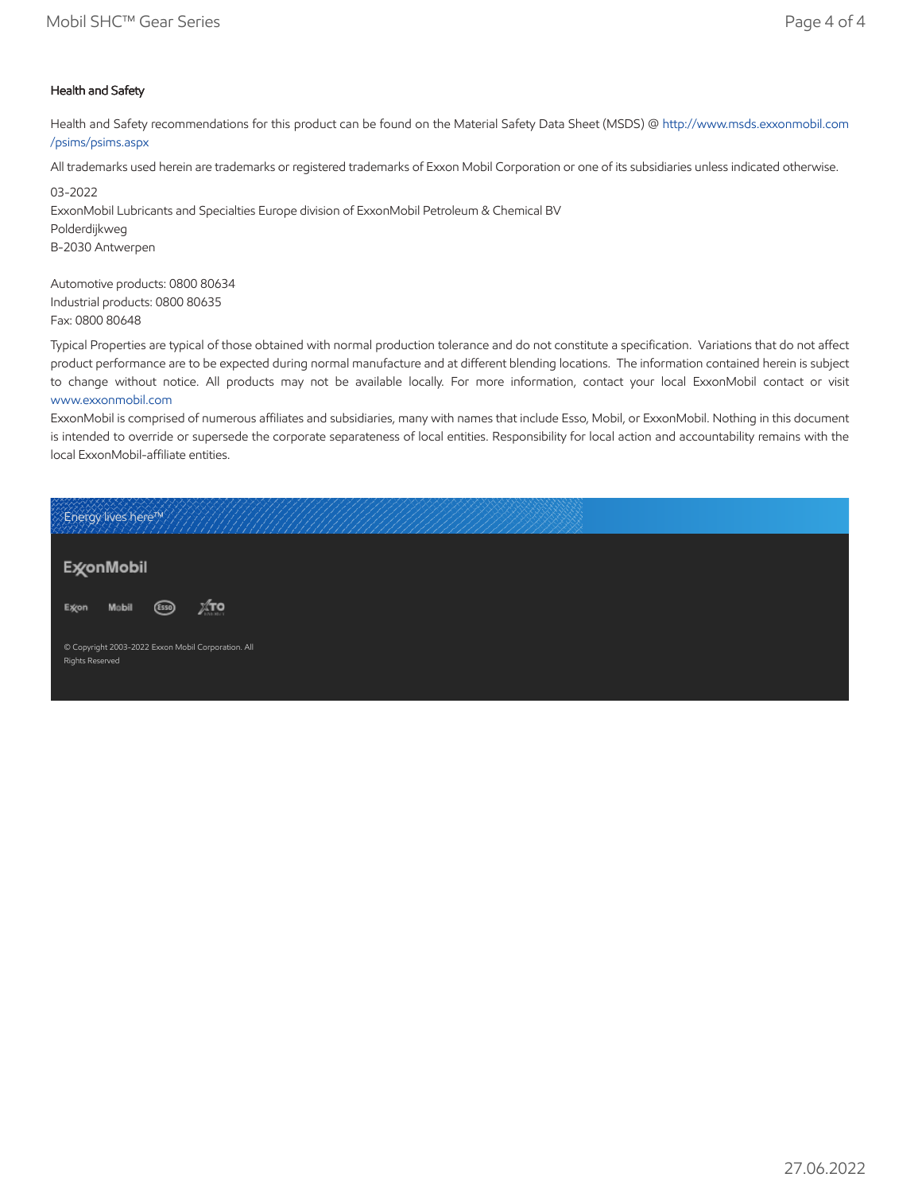### Health and Safety

Health and Safety recommendations for this product can be found on the Material Safety Data Sheet (MSDS) @ http://www.msds.exxonmobil.com/psims/psims.aspx

All trademarks used herein are trademarks or registered trademarks of Exxon Mobil Corporation or one of its subsidiaries unless indicated otherwise.

03-2022
ExxonMobil Lubricants and Specialties Europe division of ExxonMobil Petroleum & Chemical BV
Polderdijkweg
B-2030 Antwerpen

Automotive products: 0800 80634
Industrial products: 0800 80635
Fax: 0800 80648

Typical Properties are typical of those obtained with normal production tolerance and do not constitute a specification. Variations that do not affect product performance are to be expected during normal manufacture and at different blending locations. The information contained herein is subject to change without notice. All products may not be available locally. For more information, contact your local ExxonMobil contact or visit www.exxonmobil.com

ExxonMobil is comprised of numerous affiliates and subsidiaries, many with names that include Esso, Mobil, or ExxonMobil. Nothing in this document is intended to override or supersede the corporate separateness of local entities. Responsibility for local action and accountability remains with the local ExxonMobil-affiliate entities.

Energy lives here™

ExxonMobil

Exxon Mobil Esso XTO

© Copyright 2003-2022 Exxon Mobil Corporation. All Rights Reserved